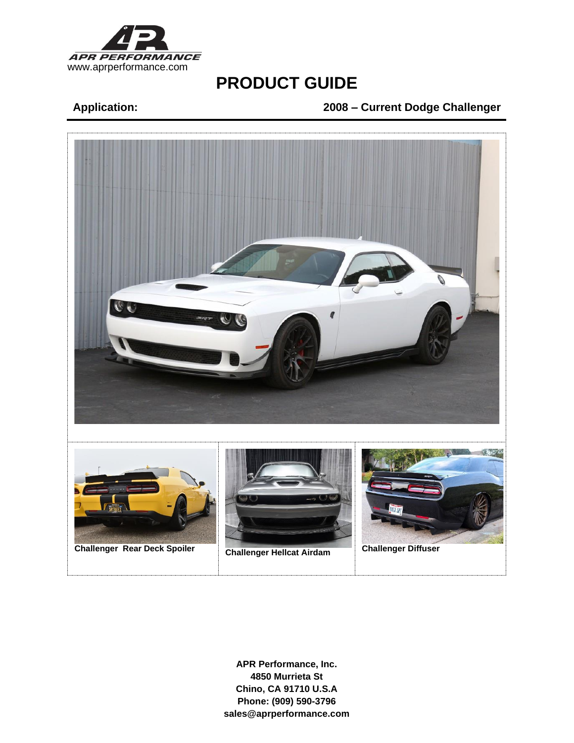APR PERFORMANCE
www.aprperformance.com

# PRODUCT GUIDE

**Application:** **2008 – Current Dodge Challenger**

| Challenger Rear Deck Spoiler | Challenger Hellcat Airdam | Challenger Diffuser |
| --- | --- | --- |

**APR Performance, Inc.**
**4850 Murrieta St**
**Chino, CA 91710 U.S.A**
**Phone: (909) 590-3796**
**sales@aprperformance.com**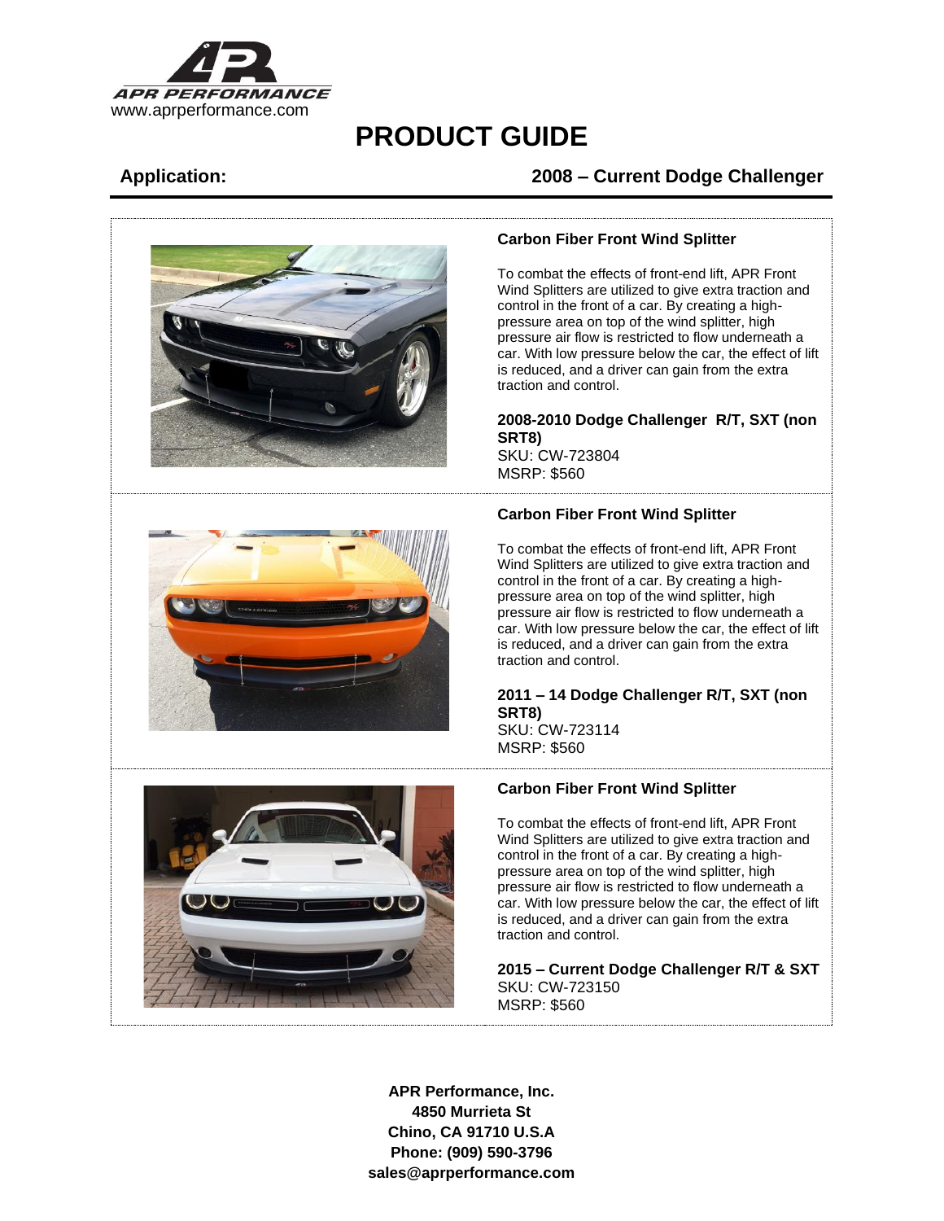APR PERFORMANCE
www.aprperformance.com

# PRODUCT GUIDE

**Application:** **2008 – Current Dodge Challenger**

---

### Carbon Fiber Front Wind Splitter

To combat the effects of front-end lift, APR Front Wind Splitters are utilized to give extra traction and control in the front of a car. By creating a high-pressure area on top of the wind splitter, high pressure air flow is restricted to flow underneath a car. With low pressure below the car, the effect of lift is reduced, and a driver can gain from the extra traction and control.

**2008-2010 Dodge Challenger R/T, SXT (non SRT8)**
SKU: CW-723804
MSRP: $560

---

### Carbon Fiber Front Wind Splitter

To combat the effects of front-end lift, APR Front Wind Splitters are utilized to give extra traction and control in the front of a car. By creating a high-pressure area on top of the wind splitter, high pressure air flow is restricted to flow underneath a car. With low pressure below the car, the effect of lift is reduced, and a driver can gain from the extra traction and control.

**2011 – 14 Dodge Challenger R/T, SXT (non SRT8)**
SKU: CW-723114
MSRP: $560

---

### Carbon Fiber Front Wind Splitter

To combat the effects of front-end lift, APR Front Wind Splitters are utilized to give extra traction and control in the front of a car. By creating a high-pressure area on top of the wind splitter, high pressure air flow is restricted to flow underneath a car. With low pressure below the car, the effect of lift is reduced, and a driver can gain from the extra traction and control.

**2015 – Current Dodge Challenger R/T & SXT**
SKU: CW-723150
MSRP: $560

---

**APR Performance, Inc.**
**4850 Murrieta St**
**Chino, CA 91710 U.S.A**
**Phone: (909) 590-3796**
**sales@aprperformance.com**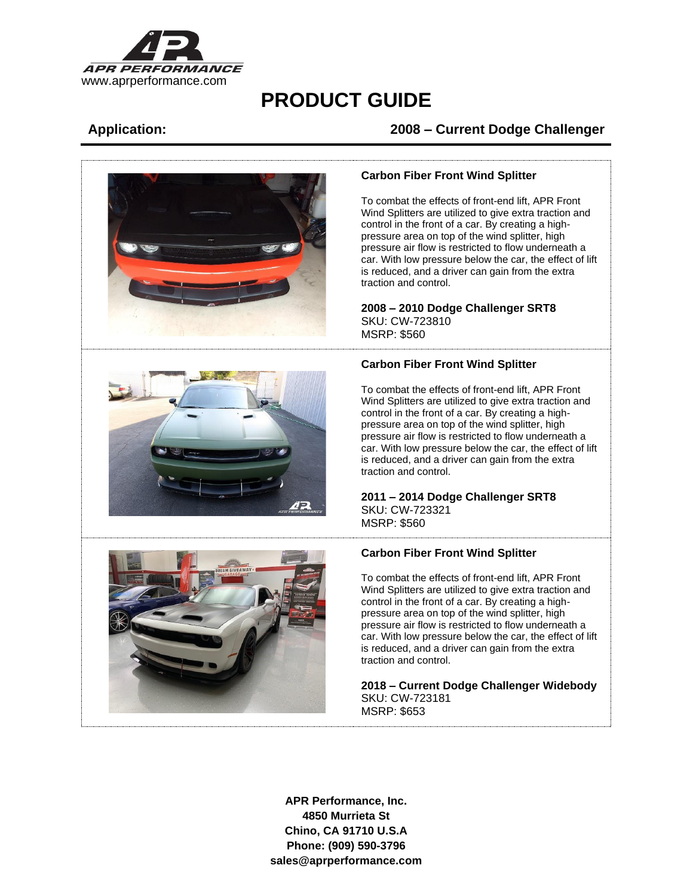APR PERFORMANCE
www.aprperformance.com

# PRODUCT GUIDE

**Application:** **2008 – Current Dodge Challenger**

### Carbon Fiber Front Wind Splitter

To combat the effects of front-end lift, APR Front Wind Splitters are utilized to give extra traction and control in the front of a car. By creating a high-pressure area on top of the wind splitter, high pressure air flow is restricted to flow underneath a car. With low pressure below the car, the effect of lift is reduced, and a driver can gain from the extra traction and control.

**2008 – 2010 Dodge Challenger SRT8**
SKU: CW-723810
MSRP: $560

### Carbon Fiber Front Wind Splitter

To combat the effects of front-end lift, APR Front Wind Splitters are utilized to give extra traction and control in the front of a car. By creating a high-pressure area on top of the wind splitter, high pressure air flow is restricted to flow underneath a car. With low pressure below the car, the effect of lift is reduced, and a driver can gain from the extra traction and control.

**2011 – 2014 Dodge Challenger SRT8**
SKU: CW-723321
MSRP: $560

### Carbon Fiber Front Wind Splitter

To combat the effects of front-end lift, APR Front Wind Splitters are utilized to give extra traction and control in the front of a car. By creating a high-pressure area on top of the wind splitter, high pressure air flow is restricted to flow underneath a car. With low pressure below the car, the effect of lift is reduced, and a driver can gain from the extra traction and control.

**2018 – Current Dodge Challenger Widebody**
SKU: CW-723181
MSRP: $653

**APR Performance, Inc.**
**4850 Murrieta St**
**Chino, CA 91710 U.S.A**
**Phone: (909) 590-3796**
**sales@aprperformance.com**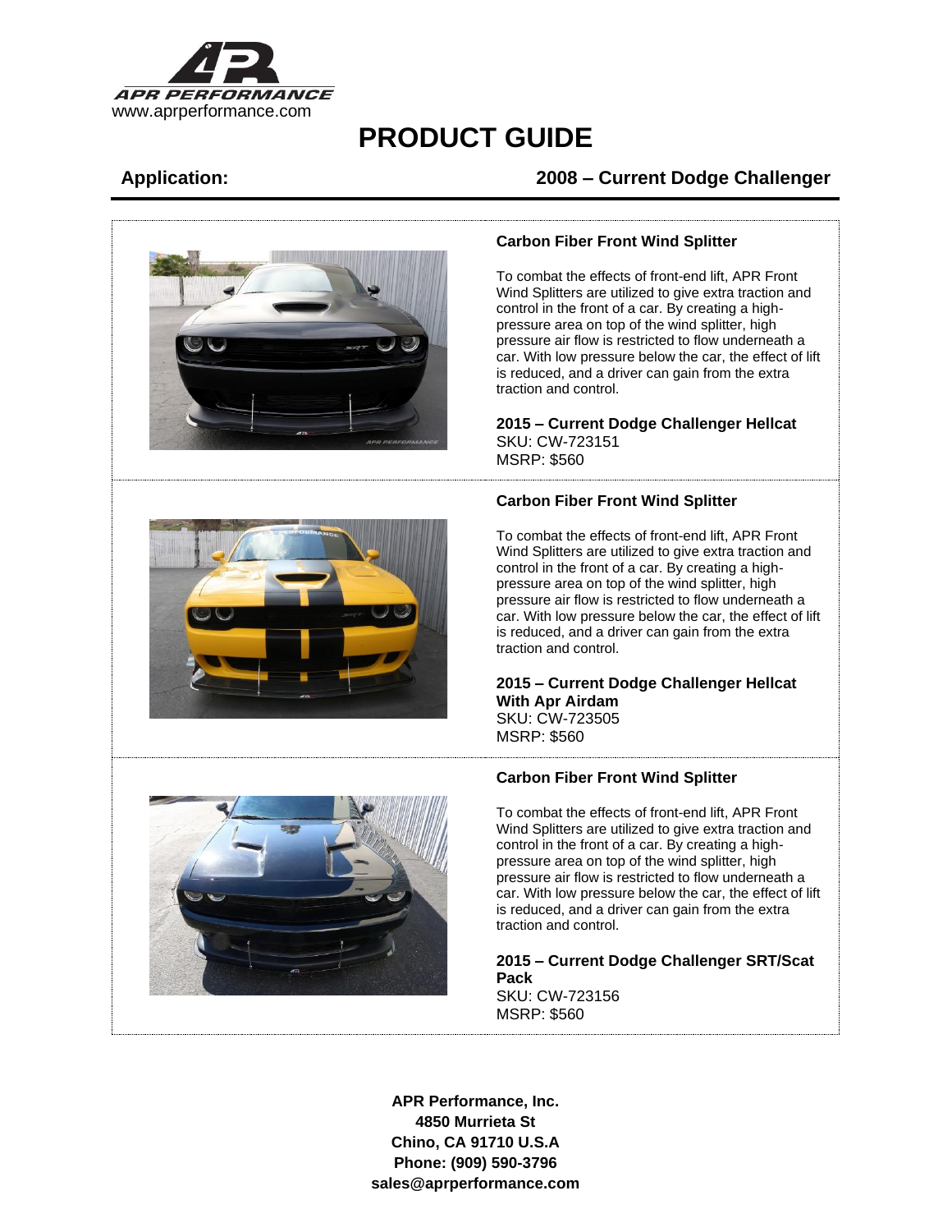APR PERFORMANCE
www.aprperformance.com

# PRODUCT GUIDE

**Application:** **2008 – Current Dodge Challenger**

---

### Carbon Fiber Front Wind Splitter

To combat the effects of front-end lift, APR Front Wind Splitters are utilized to give extra traction and control in the front of a car. By creating a high-pressure area on top of the wind splitter, high pressure air flow is restricted to flow underneath a car. With low pressure below the car, the effect of lift is reduced, and a driver can gain from the extra traction and control.

**2015 – Current Dodge Challenger Hellcat**
SKU: CW-723151
MSRP: $560

---

### Carbon Fiber Front Wind Splitter

To combat the effects of front-end lift, APR Front Wind Splitters are utilized to give extra traction and control in the front of a car. By creating a high-pressure area on top of the wind splitter, high pressure air flow is restricted to flow underneath a car. With low pressure below the car, the effect of lift is reduced, and a driver can gain from the extra traction and control.

**2015 – Current Dodge Challenger Hellcat With Apr Airdam**
SKU: CW-723505
MSRP: $560

---

### Carbon Fiber Front Wind Splitter

To combat the effects of front-end lift, APR Front Wind Splitters are utilized to give extra traction and control in the front of a car. By creating a high-pressure area on top of the wind splitter, high pressure air flow is restricted to flow underneath a car. With low pressure below the car, the effect of lift is reduced, and a driver can gain from the extra traction and control.

**2015 – Current Dodge Challenger SRT/Scat Pack**
SKU: CW-723156
MSRP: $560

---

**APR Performance, Inc.**
**4850 Murrieta St**
**Chino, CA 91710 U.S.A**
**Phone: (909) 590-3796**
**sales@aprperformance.com**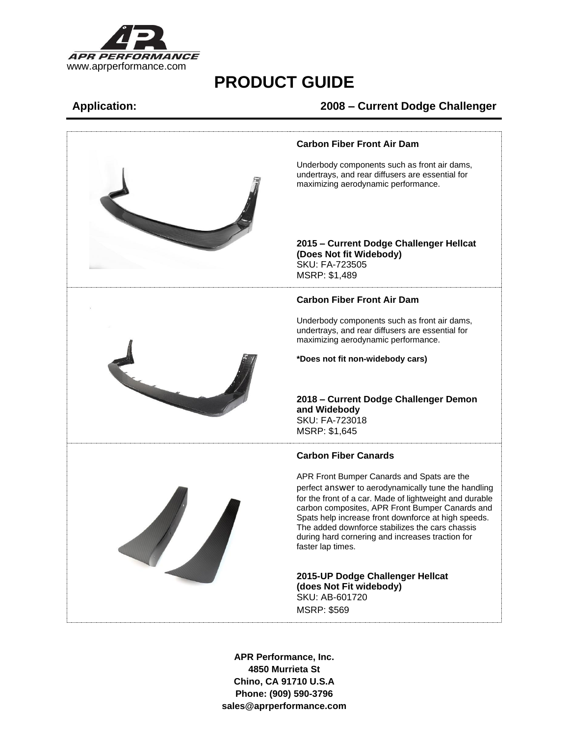APR PERFORMANCE
www.aprperformance.com

# PRODUCT GUIDE

**Application:** **2008 – Current Dodge Challenger**

### Carbon Fiber Front Air Dam

Underbody components such as front air dams, undertrays, and rear diffusers are essential for maximizing aerodynamic performance.

**2015 – Current Dodge Challenger Hellcat (Does Not fit Widebody)**
SKU: FA-723505
MSRP: $1,489

### Carbon Fiber Front Air Dam

Underbody components such as front air dams, undertrays, and rear diffusers are essential for maximizing aerodynamic performance.

***Does not fit non-widebody cars)**

**2018 – Current Dodge Challenger Demon and Widebody**
SKU: FA-723018
MSRP: $1,645

### Carbon Fiber Canards

APR Front Bumper Canards and Spats are the perfect answer to aerodynamically tune the handling for the front of a car. Made of lightweight and durable carbon composites, APR Front Bumper Canards and Spats help increase front downforce at high speeds. The added downforce stabilizes the cars chassis during hard cornering and increases traction for faster lap times.

**2015-UP Dodge Challenger Hellcat (does Not Fit widebody)**
SKU: AB-601720
MSRP: $569

**APR Performance, Inc.**
**4850 Murrieta St**
**Chino, CA 91710 U.S.A**
**Phone: (909) 590-3796**
**sales@aprperformance.com**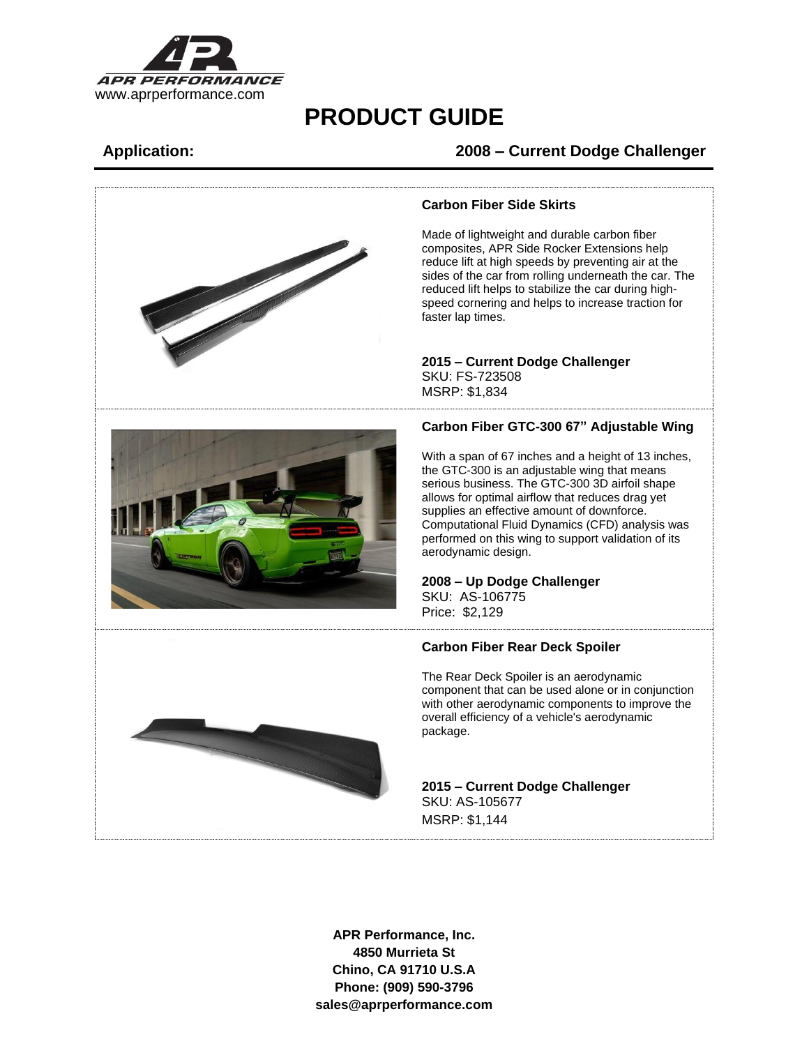APR PERFORMANCE
www.aprperformance.com

# PRODUCT GUIDE

**Application:** **2008 – Current Dodge Challenger**

---

### Carbon Fiber Side Skirts

Made of lightweight and durable carbon fiber composites, APR Side Rocker Extensions help reduce lift at high speeds by preventing air at the sides of the car from rolling underneath the car. The reduced lift helps to stabilize the car during high-speed cornering and helps to increase traction for faster lap times.

**2015 – Current Dodge Challenger**
SKU: FS-723508
MSRP: $1,834

### Carbon Fiber GTC-300 67" Adjustable Wing

With a span of 67 inches and a height of 13 inches, the GTC-300 is an adjustable wing that means serious business. The GTC-300 3D airfoil shape allows for optimal airflow that reduces drag yet supplies an effective amount of downforce. Computational Fluid Dynamics (CFD) analysis was performed on this wing to support validation of its aerodynamic design.

**2008 – Up Dodge Challenger**
SKU: AS-106775
Price: $2,129

### Carbon Fiber Rear Deck Spoiler

The Rear Deck Spoiler is an aerodynamic component that can be used alone or in conjunction with other aerodynamic components to improve the overall efficiency of a vehicle's aerodynamic package.

**2015 – Current Dodge Challenger**
SKU: AS-105677
MSRP: $1,144

**APR Performance, Inc.**
**4850 Murrieta St**
**Chino, CA 91710 U.S.A**
**Phone: (909) 590-3796**
**sales@aprperformance.com**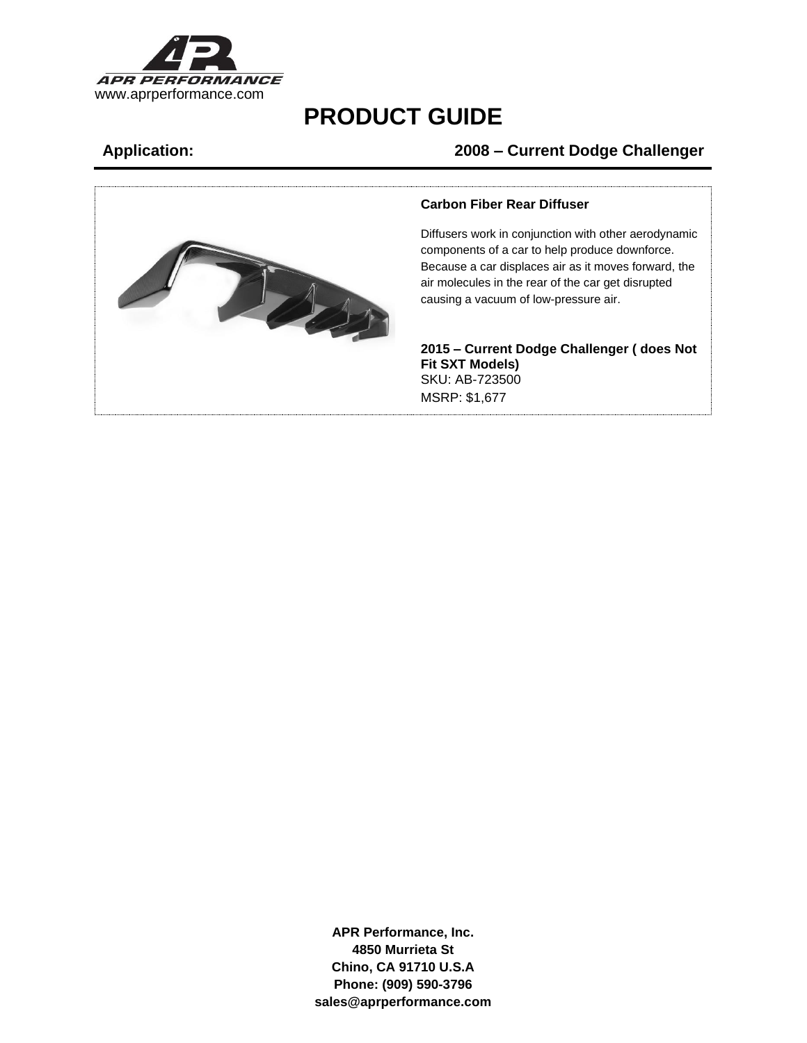www.aprperformance.com

# PRODUCT GUIDE

**Application:** **2008 – Current Dodge Challenger**

### Carbon Fiber Rear Diffuser

Diffusers work in conjunction with other aerodynamic components of a car to help produce downforce. Because a car displaces air as it moves forward, the air molecules in the rear of the car get disrupted causing a vacuum of low-pressure air.

**2015 – Current Dodge Challenger ( does Not Fit SXT Models)**
SKU: AB-723500
MSRP: $1,677

**APR Performance, Inc.**
**4850 Murrieta St**
**Chino, CA 91710 U.S.A**
**Phone: (909) 590-3796**
**sales@aprperformance.com**